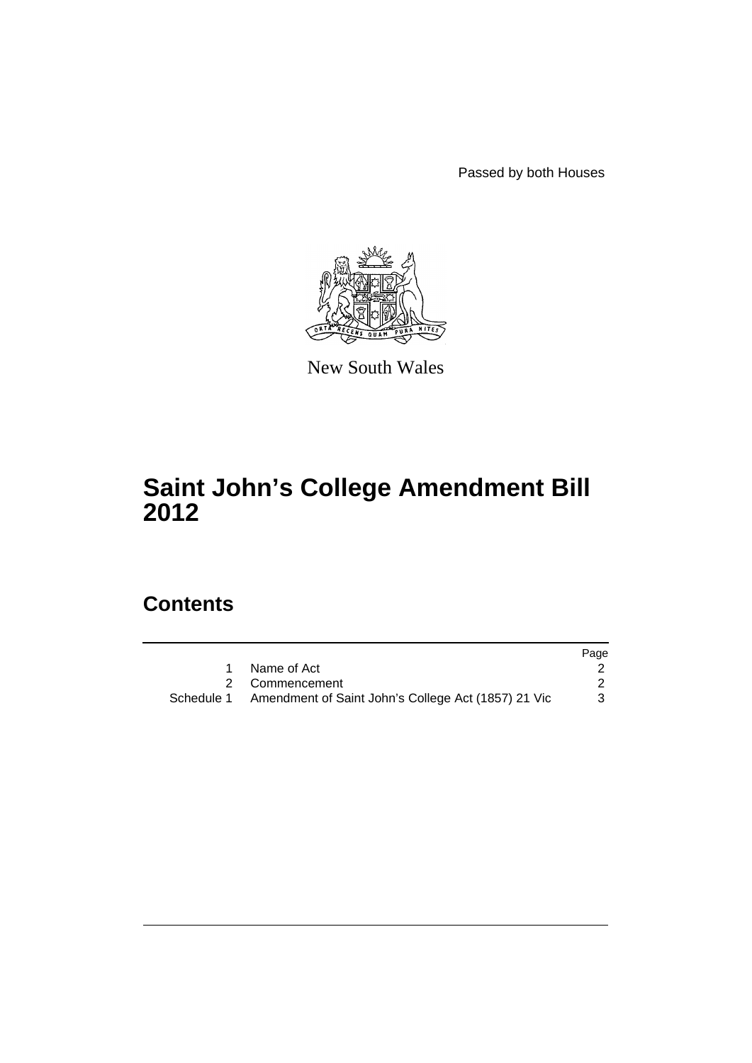Passed by both Houses

New South Wales

# Saint John's College Amendment Bill 2012

## Contents

| | | Page |
|---|---|---|
| 1 | Name of Act | 2 |
| 2 | Commencement | 2 |
| Schedule 1 | Amendment of Saint John's College Act (1857) 21 Vic | 3 |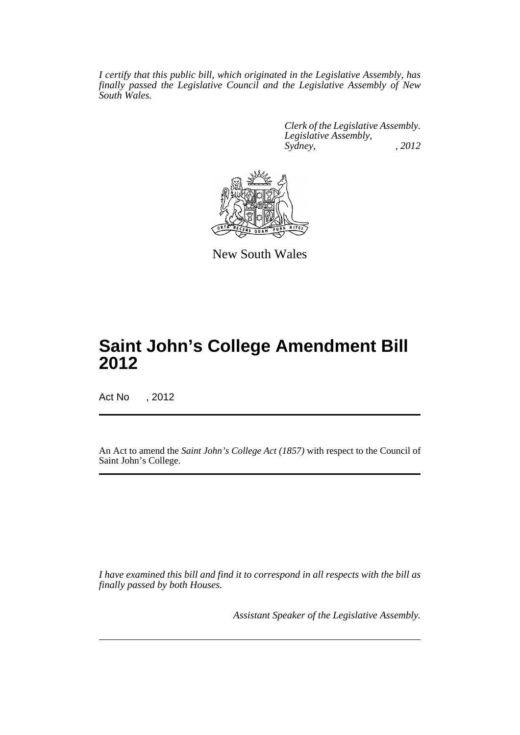*I certify that this public bill, which originated in the Legislative Assembly, has finally passed the Legislative Council and the Legislative Assembly of New South Wales.*

*Clerk of the Legislative Assembly.*
*Legislative Assembly,*
*Sydney, , 2012*

New South Wales

# Saint John's College Amendment Bill 2012

Act No , 2012

An Act to amend the *Saint John's College Act (1857)* with respect to the Council of Saint John's College.

*I have examined this bill and find it to correspond in all respects with the bill as finally passed by both Houses.*

*Assistant Speaker of the Legislative Assembly.*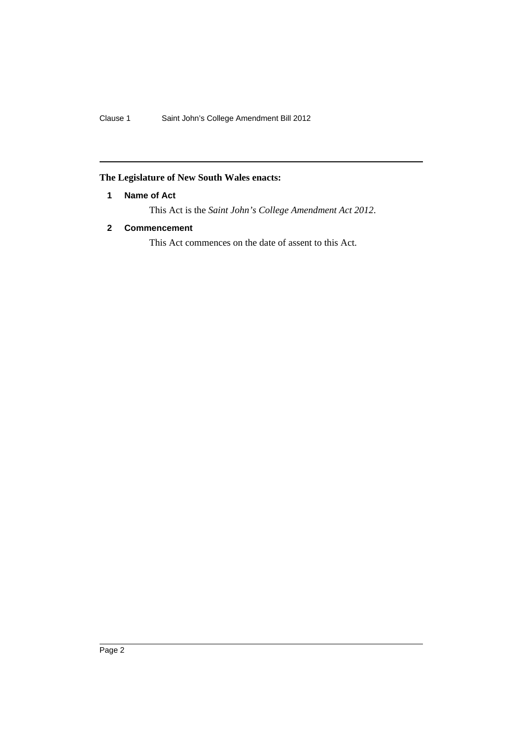**The Legislature of New South Wales enacts:**

### 1 Name of Act

This Act is the *Saint John's College Amendment Act 2012*.

### 2 Commencement

This Act commences on the date of assent to this Act.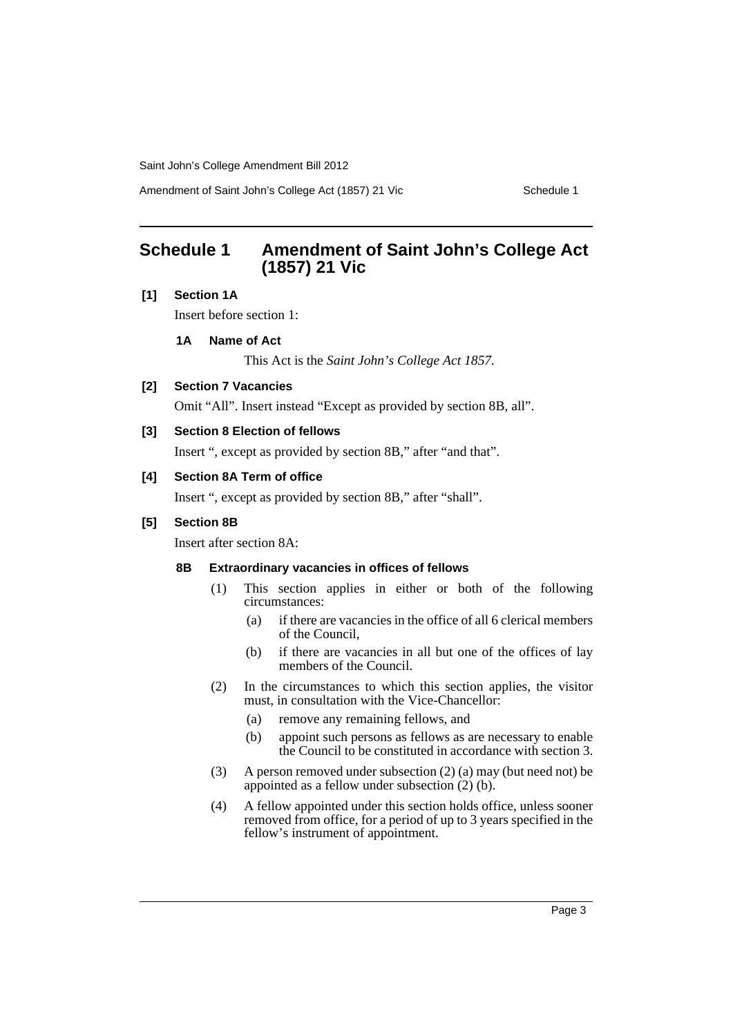## Schedule 1 Amendment of Saint John's College Act (1857) 21 Vic

**[1] Section 1A**

Insert before section 1:

**1A Name of Act**

This Act is the *Saint John's College Act 1857*.

**[2] Section 7 Vacancies**

Omit "All". Insert instead "Except as provided by section 8B, all".

**[3] Section 8 Election of fellows**

Insert ", except as provided by section 8B," after "and that".

**[4] Section 8A Term of office**

Insert ", except as provided by section 8B," after "shall".

**[5] Section 8B**

Insert after section 8A:

**8B Extraordinary vacancies in offices of fellows**

(1) This section applies in either or both of the following circumstances:

- (a) if there are vacancies in the office of all 6 clerical members of the Council,
- (b) if there are vacancies in all but one of the offices of lay members of the Council.

(2) In the circumstances to which this section applies, the visitor must, in consultation with the Vice-Chancellor:

- (a) remove any remaining fellows, and
- (b) appoint such persons as fellows as are necessary to enable the Council to be constituted in accordance with section 3.

(3) A person removed under subsection (2) (a) may (but need not) be appointed as a fellow under subsection (2) (b).

(4) A fellow appointed under this section holds office, unless sooner removed from office, for a period of up to 3 years specified in the fellow's instrument of appointment.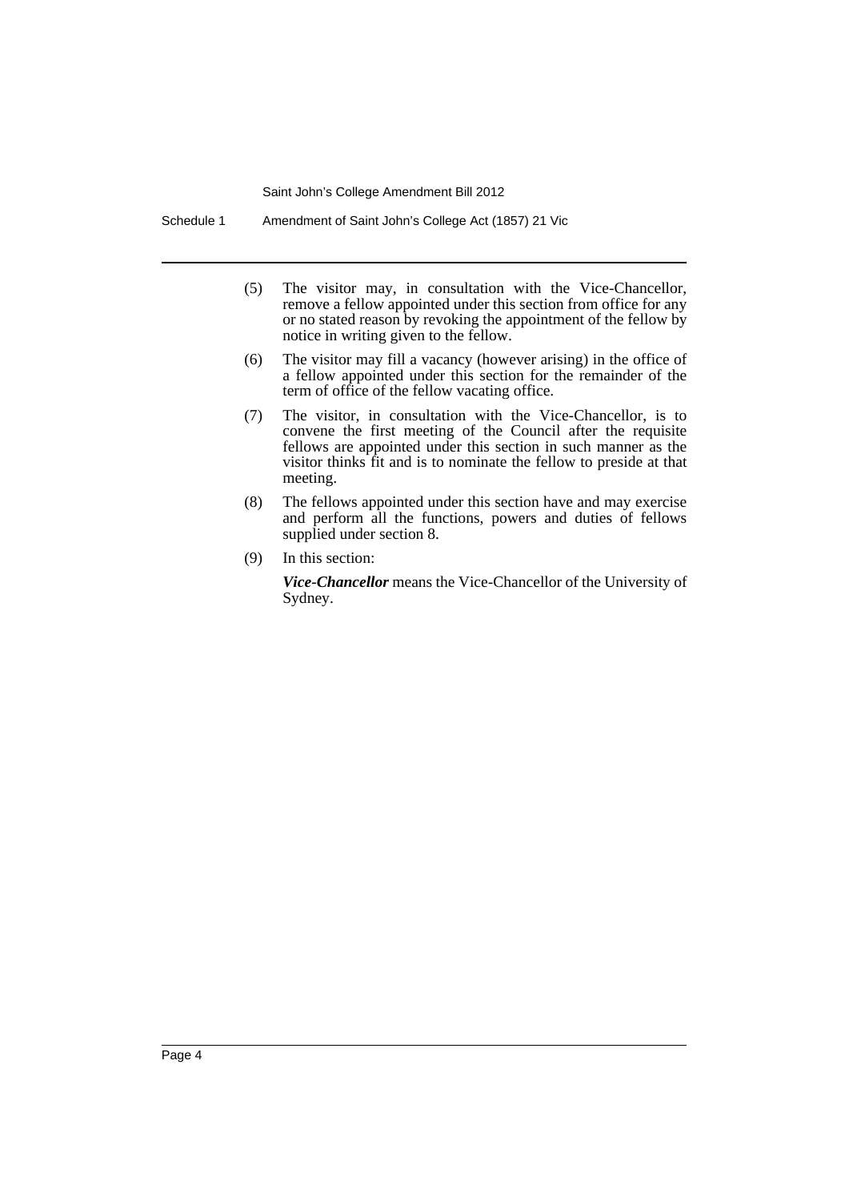(5) The visitor may, in consultation with the Vice-Chancellor, remove a fellow appointed under this section from office for any or no stated reason by revoking the appointment of the fellow by notice in writing given to the fellow.

(6) The visitor may fill a vacancy (however arising) in the office of a fellow appointed under this section for the remainder of the term of office of the fellow vacating office.

(7) The visitor, in consultation with the Vice-Chancellor, is to convene the first meeting of the Council after the requisite fellows are appointed under this section in such manner as the visitor thinks fit and is to nominate the fellow to preside at that meeting.

(8) The fellows appointed under this section have and may exercise and perform all the functions, powers and duties of fellows supplied under section 8.

(9) In this section:

***Vice-Chancellor*** means the Vice-Chancellor of the University of Sydney.